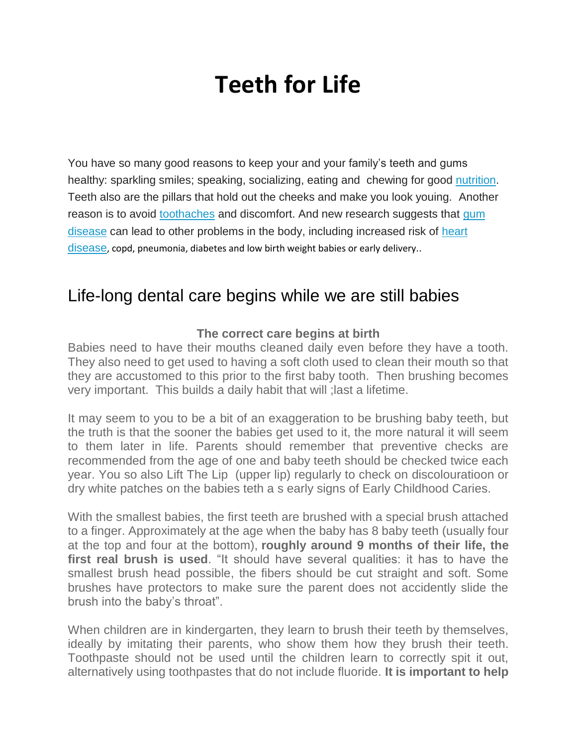# Teeth for Life

You have so many good reasons to keep your and your family's teeth and gums healthy: sparkling smiles; speaking, socializing, eating and chewing for good nutrition. Teeth also are the pillars that hold out the cheeks and make you look youing. Another reason is to avoid toothaches and discomfort. And new research suggests that gum disease can lead to other problems in the body, including increased risk of heart disease, copd, pneumonia, diabetes and low birth weight babies or early delivery..

## Life-long dental care begins while we are still babies

**The correct care begins at birth**

Babies need to have their mouths cleaned daily even before they have a tooth. They also need to get used to having a soft cloth used to clean their mouth so that they are accustomed to this prior to the first baby tooth. Then brushing becomes very important. This builds a daily habit that will ;last a lifetime.

It may seem to you to be a bit of an exaggeration to be brushing baby teeth, but the truth is that the sooner the babies get used to it, the more natural it will seem to them later in life. Parents should remember that preventive checks are recommended from the age of one and baby teeth should be checked twice each year. You so also Lift The Lip (upper lip) regularly to check on discolouratioon or dry white patches on the babies teth a s early signs of Early Childhood Caries.

With the smallest babies, the first teeth are brushed with a special brush attached to a finger. Approximately at the age when the baby has 8 baby teeth (usually four at the top and four at the bottom), **roughly around 9 months of their life, the first real brush is used**. "It should have several qualities: it has to have the smallest brush head possible, the fibers should be cut straight and soft. Some brushes have protectors to make sure the parent does not accidently slide the brush into the baby's throat".

When children are in kindergarten, they learn to brush their teeth by themselves, ideally by imitating their parents, who show them how they brush their teeth. Toothpaste should not be used until the children learn to correctly spit it out, alternatively using toothpastes that do not include fluoride. **It is important to help**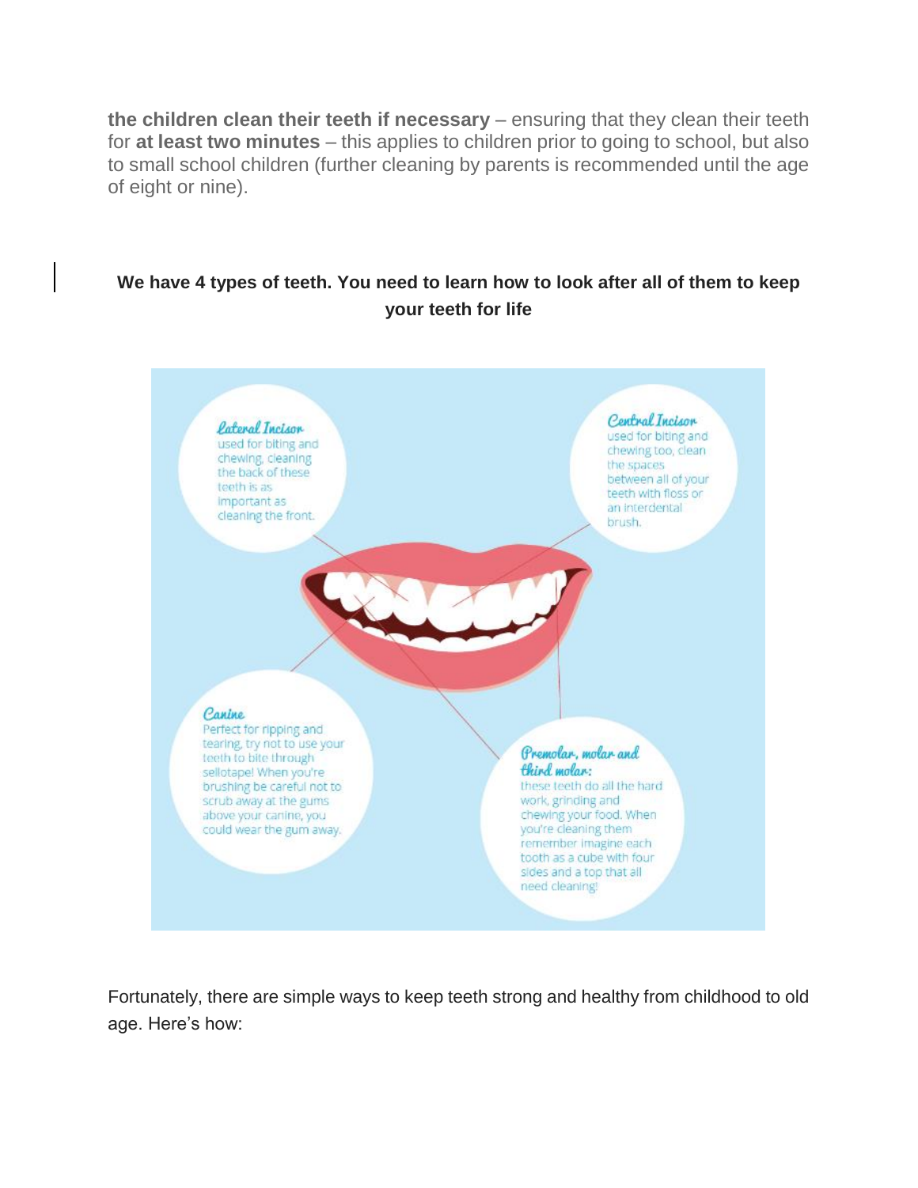**the children clean their teeth if necessary** – ensuring that they clean their teeth for **at least two minutes** – this applies to children prior to going to school, but also to small school children (further cleaning by parents is recommended until the age of eight or nine).

**We have 4 types of teeth. You need to learn how to look after all of them to keep your teeth for life**

*Lateral Incisor*
used for biting and chewing, cleaning the back of these teeth is as important as cleaning the front.

*Central Incisor*
used for biting and chewing too, clean the spaces between all of your teeth with floss or an interdental brush.

*Canine*
Perfect for ripping and tearing, try not to use your teeth to bite through sellotape! When you're brushing be careful not to scrub away at the gums above your canine, you could wear the gum away.

*Premolar, molar and third molar:*
these teeth do all the hard work, grinding and chewing your food. When you're cleaning them remember imagine each tooth as a cube with four sides and a top that all need cleaning!

Fortunately, there are simple ways to keep teeth strong and healthy from childhood to old age. Here's how: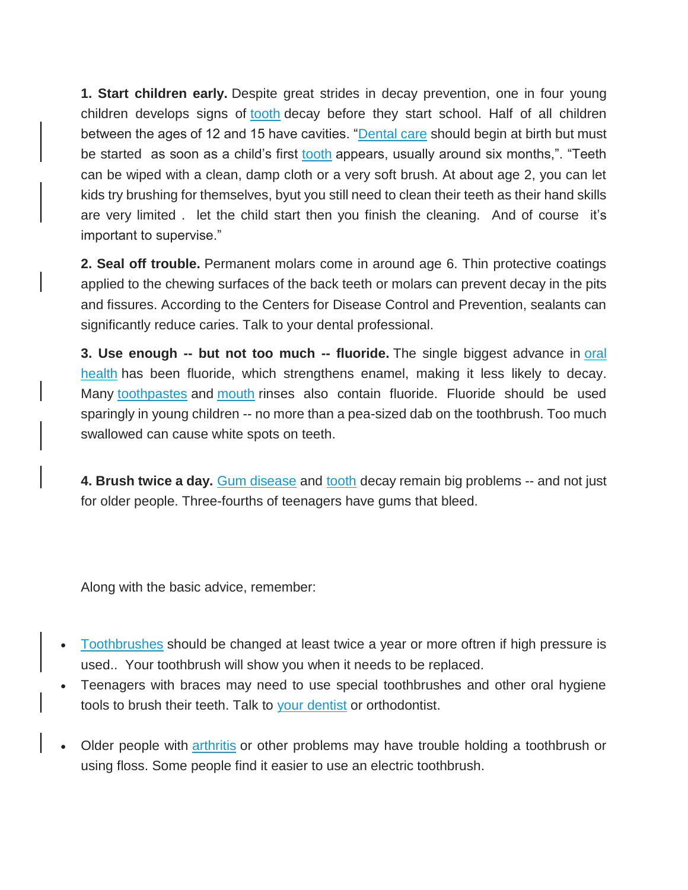**1. Start children early.** Despite great strides in decay prevention, one in four young children develops signs of tooth decay before they start school. Half of all children between the ages of 12 and 15 have cavities. "Dental care should begin at birth but must be started  as soon as a child's first tooth appears, usually around six months,". "Teeth can be wiped with a clean, damp cloth or a very soft brush. At about age 2, you can let kids try brushing for themselves, byut you still need to clean their teeth as their hand skills are very limited .  let the child start then you finish the cleaning.  And of course  it's important to supervise."

**2. Seal off trouble.** Permanent molars come in around age 6. Thin protective coatings applied to the chewing surfaces of the back teeth or molars can prevent decay in the pits and fissures. According to the Centers for Disease Control and Prevention, sealants can significantly reduce caries. Talk to your dental professional.

**3. Use enough -- but not too much -- fluoride.** The single biggest advance in oral health has been fluoride, which strengthens enamel, making it less likely to decay. Many toothpastes and mouth rinses also contain fluoride. Fluoride should be used sparingly in young children -- no more than a pea-sized dab on the toothbrush. Too much swallowed can cause white spots on teeth.

**4. Brush twice a day.** Gum disease and tooth decay remain big problems -- and not just for older people. Three-fourths of teenagers have gums that bleed.

Along with the basic advice, remember:

- Toothbrushes should be changed at least twice a year or more oftren if high pressure is used..  Your toothbrush will show you when it needs to be replaced.
- Teenagers with braces may need to use special toothbrushes and other oral hygiene tools to brush their teeth. Talk to your dentist or orthodontist.
- Older people with arthritis or other problems may have trouble holding a toothbrush or using floss. Some people find it easier to use an electric toothbrush.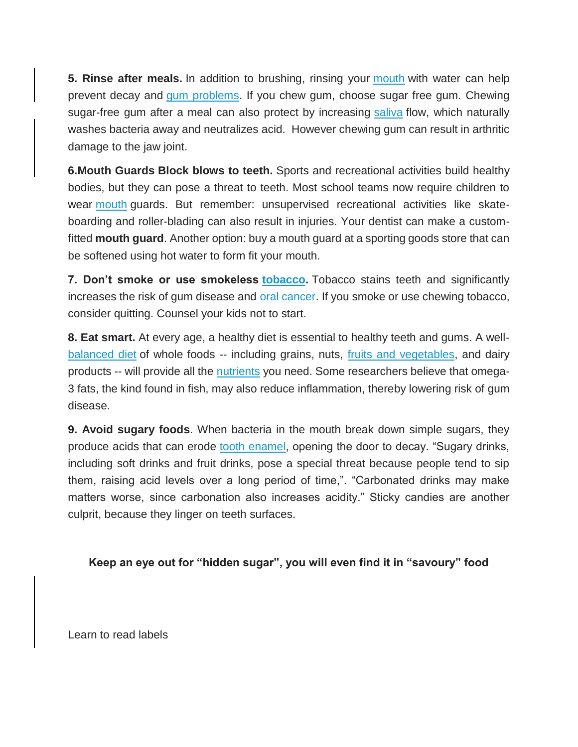**5. Rinse after meals.** In addition to brushing, rinsing your mouth with water can help prevent decay and gum problems. If you chew gum, choose sugar free gum. Chewing sugar-free gum after a meal can also protect by increasing saliva flow, which naturally washes bacteria away and neutralizes acid.  However chewing gum can result in arthritic damage to the jaw joint.

**6.Mouth Guards Block blows to teeth.** Sports and recreational activities build healthy bodies, but they can pose a threat to teeth. Most school teams now require children to wear mouth guards. But remember: unsupervised recreational activities like skate-boarding and roller-blading can also result in injuries. Your dentist can make a custom-fitted **mouth guard**. Another option: buy a mouth guard at a sporting goods store that can be softened using hot water to form fit your mouth.

**7. Don't smoke or use smokeless tobacco.** Tobacco stains teeth and significantly increases the risk of gum disease and oral cancer. If you smoke or use chewing tobacco, consider quitting. Counsel your kids not to start.

**8. Eat smart.** At every age, a healthy diet is essential to healthy teeth and gums. A well-balanced diet of whole foods -- including grains, nuts, fruits and vegetables, and dairy products -- will provide all the nutrients you need. Some researchers believe that omega-3 fats, the kind found in fish, may also reduce inflammation, thereby lowering risk of gum disease.

**9. Avoid sugary foods**. When bacteria in the mouth break down simple sugars, they produce acids that can erode tooth enamel, opening the door to decay. "Sugary drinks, including soft drinks and fruit drinks, pose a special threat because people tend to sip them, raising acid levels over a long period of time,". "Carbonated drinks may make matters worse, since carbonation also increases acidity." Sticky candies are another culprit, because they linger on teeth surfaces.

**Keep an eye out for "hidden sugar", you will even find it in "savoury" food**

Learn to read labels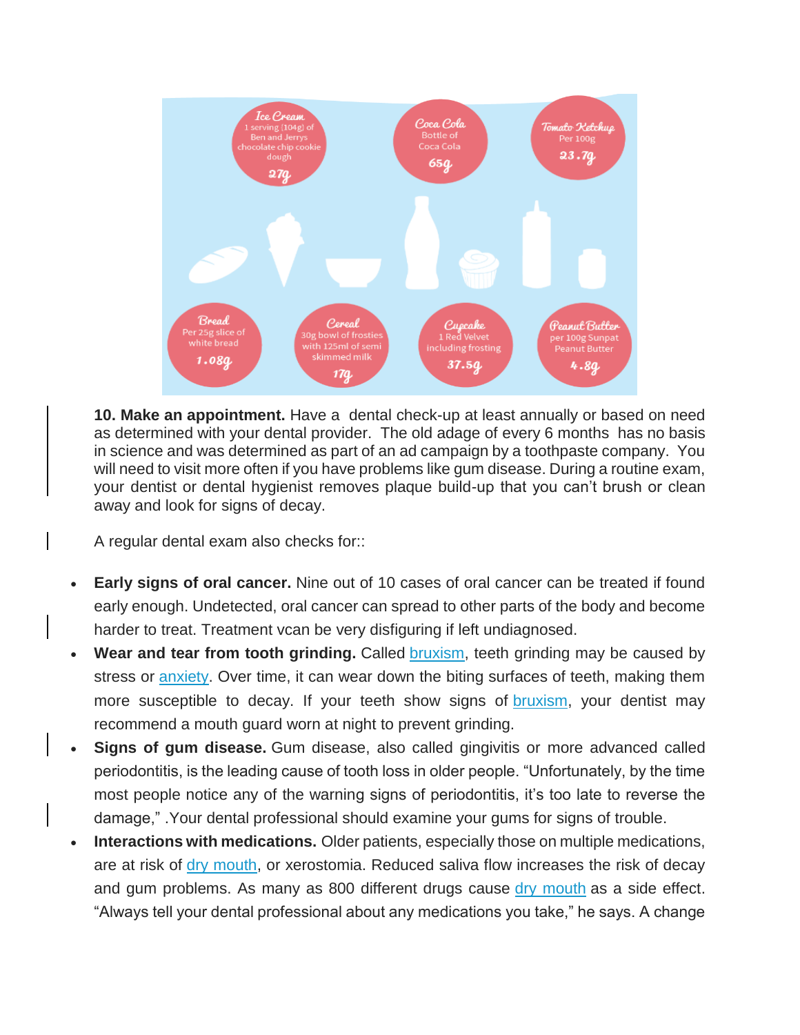Ice Cream
1 serving (104g) of Ben and Jerrys chocolate chip cookie dough
27g

Coca Cola
Bottle of Coca Cola
65g

Tomato Ketchup
Per 100g
23.7g

Bread
Per 25g slice of white bread
1.08g

Cereal
30g bowl of frosties with 125ml of semi skimmed milk
17g

Cupcake
1 Red Velvet including frosting
37.5g

Peanut Butter
per 100g Sunpat Peanut Butter
4.8g

**10. Make an appointment.** Have a dental check-up at least annually or based on need as determined with your dental provider. The old adage of every 6 months has no basis in science and was determined as part of an ad campaign by a toothpaste company. You will need to visit more often if you have problems like gum disease. During a routine exam, your dentist or dental hygienist removes plaque build-up that you can't brush or clean away and look for signs of decay.

A regular dental exam also checks for::

- **Early signs of oral cancer.** Nine out of 10 cases of oral cancer can be treated if found early enough. Undetected, oral cancer can spread to other parts of the body and become harder to treat. Treatment vcan be very disfiguring if left undiagnosed.
- **Wear and tear from tooth grinding.** Called bruxism, teeth grinding may be caused by stress or anxiety. Over time, it can wear down the biting surfaces of teeth, making them more susceptible to decay. If your teeth show signs of bruxism, your dentist may recommend a mouth guard worn at night to prevent grinding.
- **Signs of gum disease.** Gum disease, also called gingivitis or more advanced called periodontitis, is the leading cause of tooth loss in older people. "Unfortunately, by the time most people notice any of the warning signs of periodontitis, it's too late to reverse the damage," .Your dental professional should examine your gums for signs of trouble.
- **Interactions with medications.** Older patients, especially those on multiple medications, are at risk of dry mouth, or xerostomia. Reduced saliva flow increases the risk of decay and gum problems. As many as 800 different drugs cause dry mouth as a side effect. "Always tell your dental professional about any medications you take," he says. A change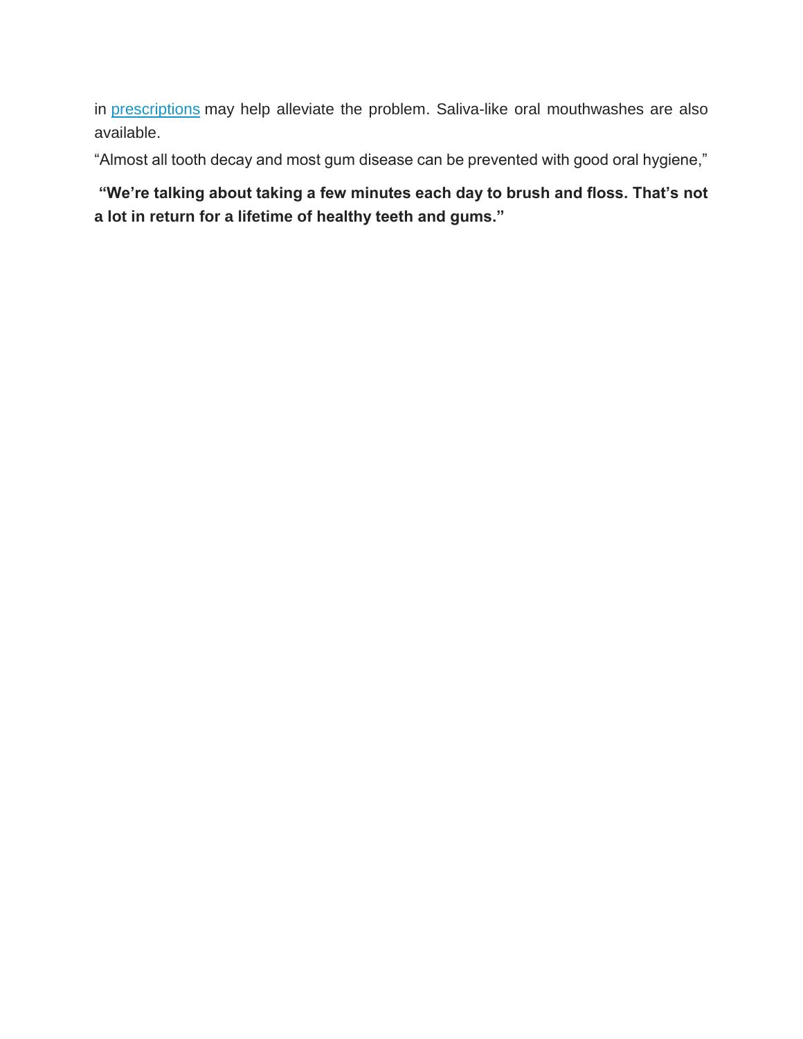in [prescriptions] may help alleviate the problem. Saliva-like oral mouthwashes are also available.

"Almost all tooth decay and most gum disease can be prevented with good oral hygiene,"

**"We're talking about taking a few minutes each day to brush and floss. That's not a lot in return for a lifetime of healthy teeth and gums."**